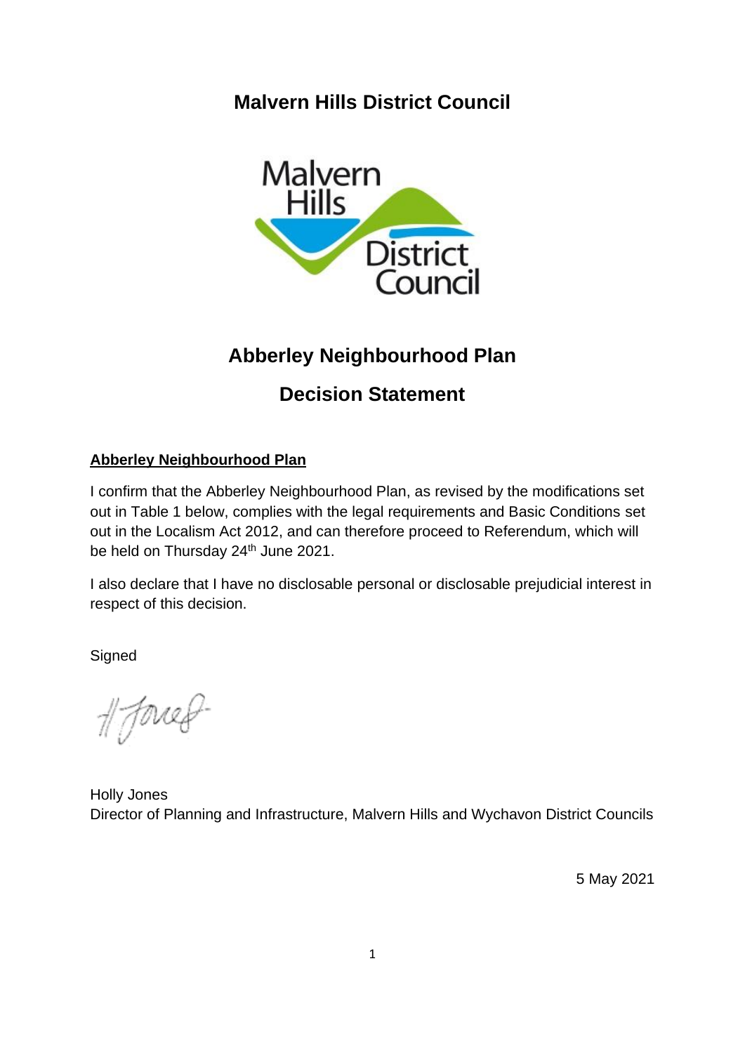# Malvern Hills District Council

# Abberley Neighbourhood Plan

# Decision Statement

**Abberley Neighbourhood Plan**

I confirm that the Abberley Neighbourhood Plan, as revised by the modifications set out in Table 1 below, complies with the legal requirements and Basic Conditions set out in the Localism Act 2012, and can therefore proceed to Referendum, which will be held on Thursday 24th June 2021.

I also declare that I have no disclosable personal or disclosable prejudicial interest in respect of this decision.

Signed

Holly Jones
Director of Planning and Infrastructure, Malvern Hills and Wychavon District Councils

5 May 2021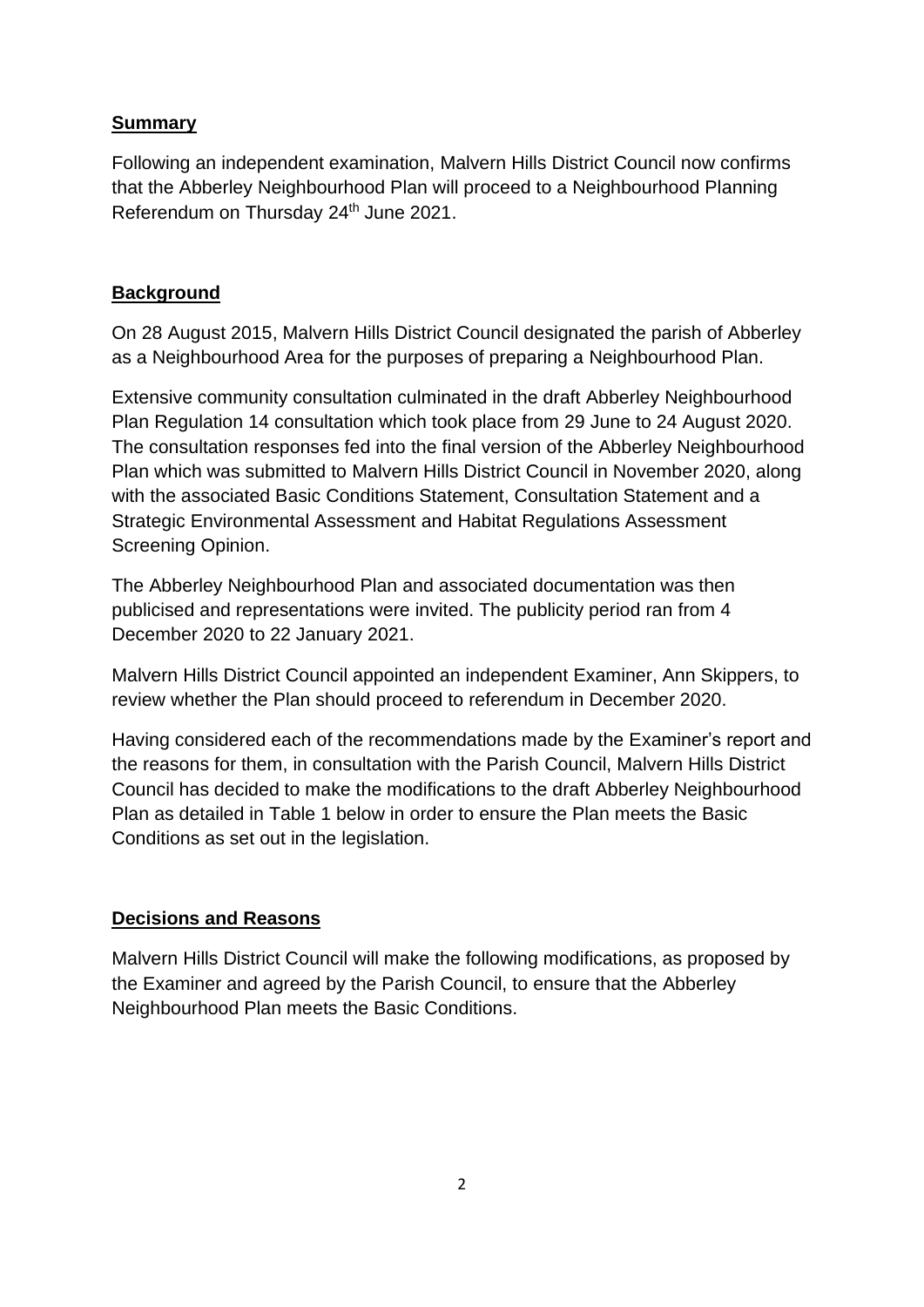## Summary

Following an independent examination, Malvern Hills District Council now confirms that the Abberley Neighbourhood Plan will proceed to a Neighbourhood Planning Referendum on Thursday 24th June 2021.

## Background

On 28 August 2015, Malvern Hills District Council designated the parish of Abberley as a Neighbourhood Area for the purposes of preparing a Neighbourhood Plan.

Extensive community consultation culminated in the draft Abberley Neighbourhood Plan Regulation 14 consultation which took place from 29 June to 24 August 2020. The consultation responses fed into the final version of the Abberley Neighbourhood Plan which was submitted to Malvern Hills District Council in November 2020, along with the associated Basic Conditions Statement, Consultation Statement and a Strategic Environmental Assessment and Habitat Regulations Assessment Screening Opinion.

The Abberley Neighbourhood Plan and associated documentation was then publicised and representations were invited. The publicity period ran from 4 December 2020 to 22 January 2021.

Malvern Hills District Council appointed an independent Examiner, Ann Skippers, to review whether the Plan should proceed to referendum in December 2020.

Having considered each of the recommendations made by the Examiner's report and the reasons for them, in consultation with the Parish Council, Malvern Hills District Council has decided to make the modifications to the draft Abberley Neighbourhood Plan as detailed in Table 1 below in order to ensure the Plan meets the Basic Conditions as set out in the legislation.

## Decisions and Reasons

Malvern Hills District Council will make the following modifications, as proposed by the Examiner and agreed by the Parish Council, to ensure that the Abberley Neighbourhood Plan meets the Basic Conditions.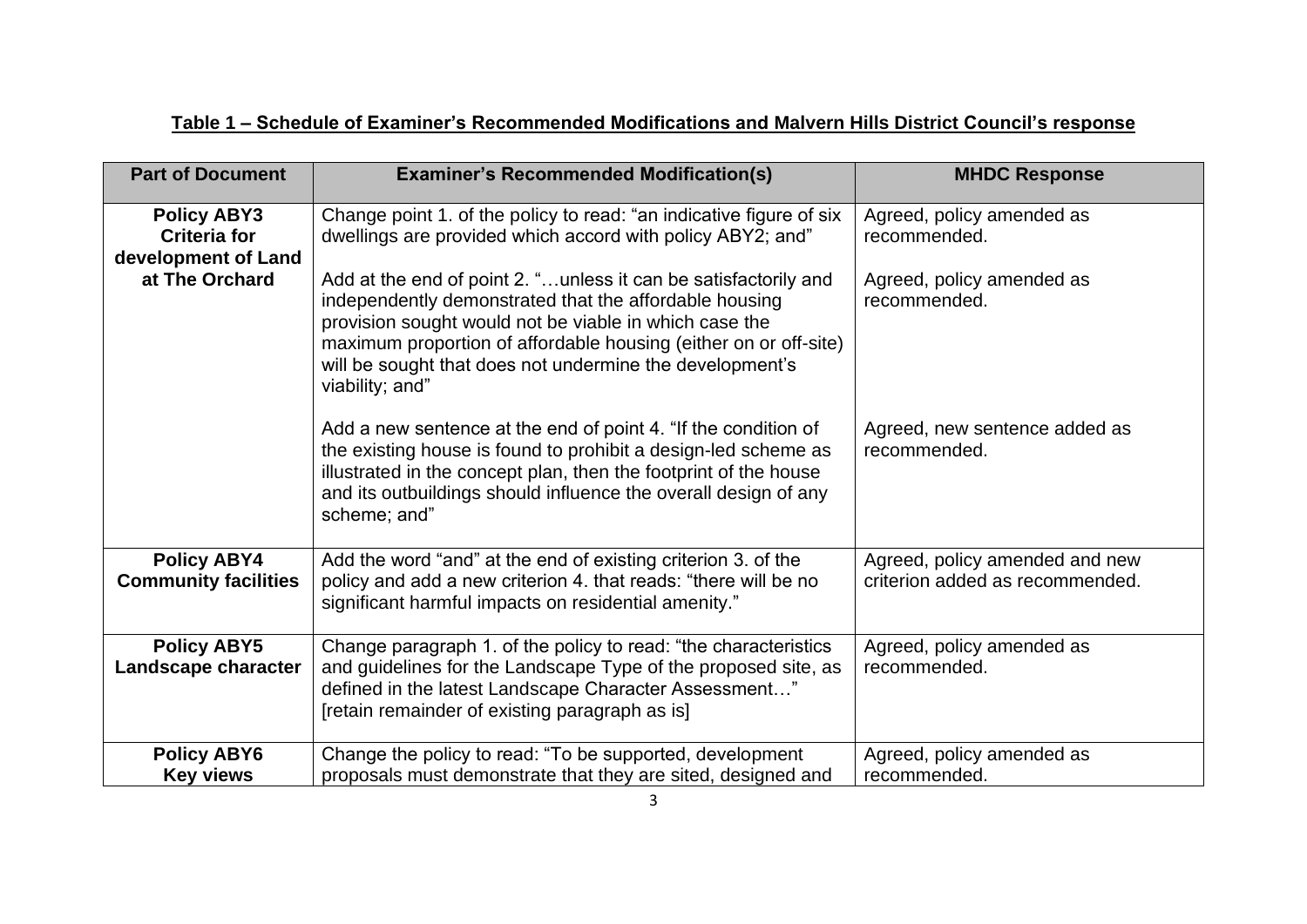**Table 1 – Schedule of Examiner's Recommended Modifications and Malvern Hills District Council's response**

| Part of Document | Examiner's Recommended Modification(s) | MHDC Response |
|---|---|---|
| **Policy ABY3 Criteria for development of Land at The Orchard** | Change point 1. of the policy to read: "an indicative figure of six dwellings are provided which accord with policy ABY2; and" | Agreed, policy amended as recommended. |
| | Add at the end of point 2. "…unless it can be satisfactorily and independently demonstrated that the affordable housing provision sought would not be viable in which case the maximum proportion of affordable housing (either on or off-site) will be sought that does not undermine the development's viability; and" | Agreed, policy amended as recommended. |
| | Add a new sentence at the end of point 4. "If the condition of the existing house is found to prohibit a design-led scheme as illustrated in the concept plan, then the footprint of the house and its outbuildings should influence the overall design of any scheme; and" | Agreed, new sentence added as recommended. |
| **Policy ABY4 Community facilities** | Add the word "and" at the end of existing criterion 3. of the policy and add a new criterion 4. that reads: "there will be no significant harmful impacts on residential amenity." | Agreed, policy amended and new criterion added as recommended. |
| **Policy ABY5 Landscape character** | Change paragraph 1. of the policy to read: "the characteristics and guidelines for the Landscape Type of the proposed site, as defined in the latest Landscape Character Assessment…" [retain remainder of existing paragraph as is] | Agreed, policy amended as recommended. |
| **Policy ABY6 Key views** | Change the policy to read: "To be supported, development proposals must demonstrate that they are sited, designed and | Agreed, policy amended as recommended. |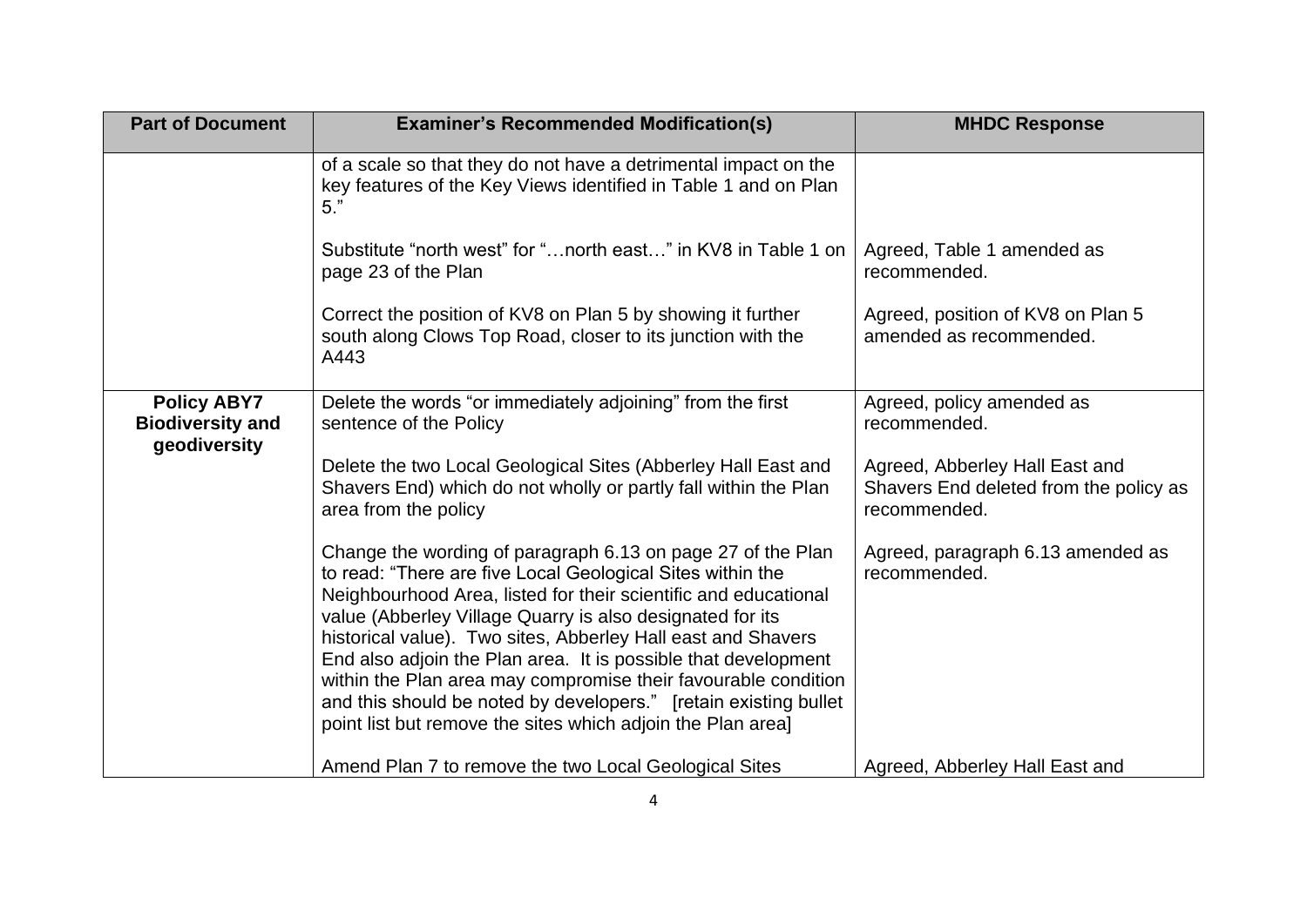| Part of Document | Examiner's Recommended Modification(s) | MHDC Response |
| --- | --- | --- |
| | of a scale so that they do not have a detrimental impact on the key features of the Key Views identified in Table 1 and on Plan 5." | |
| | Substitute "north west" for "…north east…" in KV8 in Table 1 on page 23 of the Plan | Agreed, Table 1 amended as recommended. |
| | Correct the position of KV8 on Plan 5 by showing it further south along Clows Top Road, closer to its junction with the A443 | Agreed, position of KV8 on Plan 5 amended as recommended. |
| **Policy ABY7 Biodiversity and geodiversity** | Delete the words "or immediately adjoining" from the first sentence of the Policy | Agreed, policy amended as recommended. |
| | Delete the two Local Geological Sites (Abberley Hall East and Shavers End) which do not wholly or partly fall within the Plan area from the policy | Agreed, Abberley Hall East and Shavers End deleted from the policy as recommended. |
| | Change the wording of paragraph 6.13 on page 27 of the Plan to read: "There are five Local Geological Sites within the Neighbourhood Area, listed for their scientific and educational value (Abberley Village Quarry is also designated for its historical value). Two sites, Abberley Hall east and Shavers End also adjoin the Plan area. It is possible that development within the Plan area may compromise their favourable condition and this should be noted by developers." [retain existing bullet point list but remove the sites which adjoin the Plan area] | Agreed, paragraph 6.13 amended as recommended. |
| | Amend Plan 7 to remove the two Local Geological Sites | Agreed, Abberley Hall East and |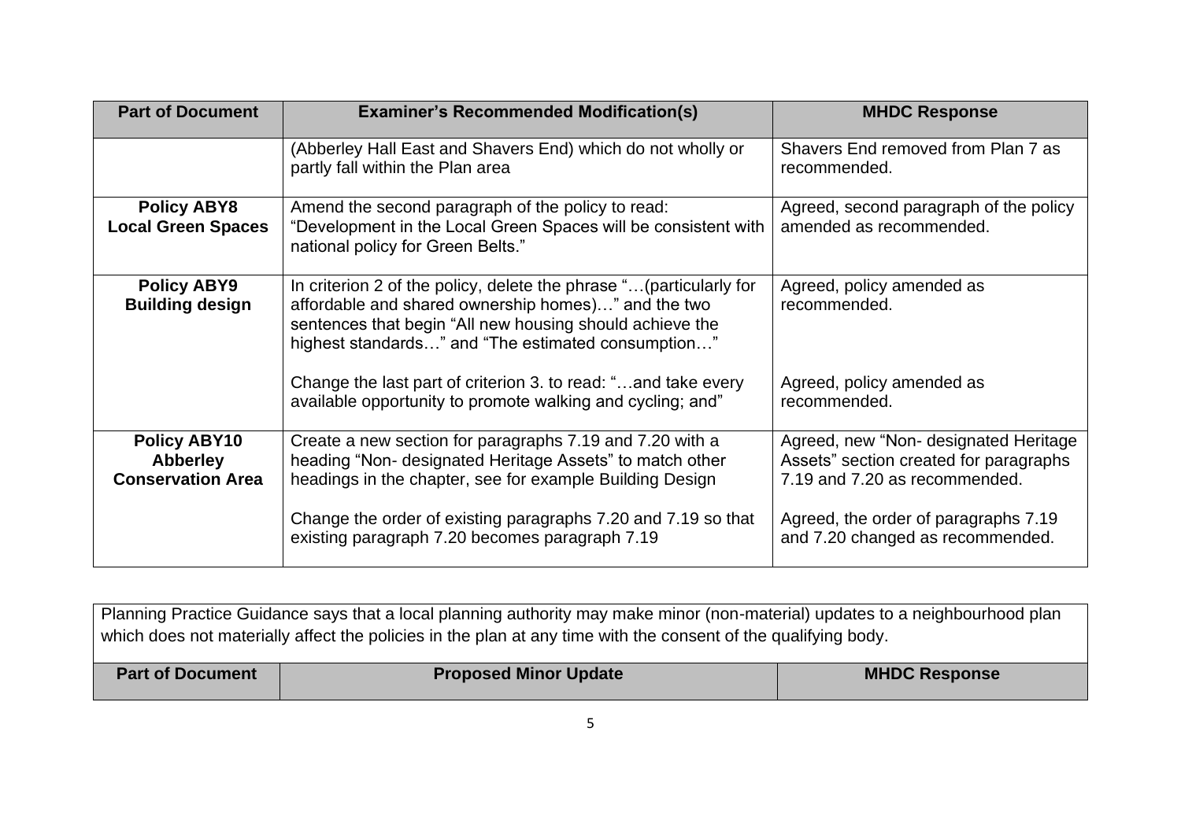| Part of Document | Examiner's Recommended Modification(s) | MHDC Response |
|---|---|---|
| | (Abberley Hall East and Shavers End) which do not wholly or partly fall within the Plan area | Shavers End removed from Plan 7 as recommended. |
| **Policy ABY8 Local Green Spaces** | Amend the second paragraph of the policy to read: "Development in the Local Green Spaces will be consistent with national policy for Green Belts." | Agreed, second paragraph of the policy amended as recommended. |
| **Policy ABY9 Building design** | In criterion 2 of the policy, delete the phrase "…(particularly for affordable and shared ownership homes)…" and the two sentences that begin "All new housing should achieve the highest standards…" and "The estimated consumption…" | Agreed, policy amended as recommended. |
| | Change the last part of criterion 3. to read: "…and take every available opportunity to promote walking and cycling; and" | Agreed, policy amended as recommended. |
| **Policy ABY10 Abberley Conservation Area** | Create a new section for paragraphs 7.19 and 7.20 with a heading "Non- designated Heritage Assets" to match other headings in the chapter, see for example Building Design | Agreed, new "Non- designated Heritage Assets" section created for paragraphs 7.19 and 7.20 as recommended. |
| | Change the order of existing paragraphs 7.20 and 7.19 so that existing paragraph 7.20 becomes paragraph 7.19 | Agreed, the order of paragraphs 7.19 and 7.20 changed as recommended. |

Planning Practice Guidance says that a local planning authority may make minor (non-material) updates to a neighbourhood plan which does not materially affect the policies in the plan at any time with the consent of the qualifying body.

| Part of Document | Proposed Minor Update | MHDC Response |
|---|---|---|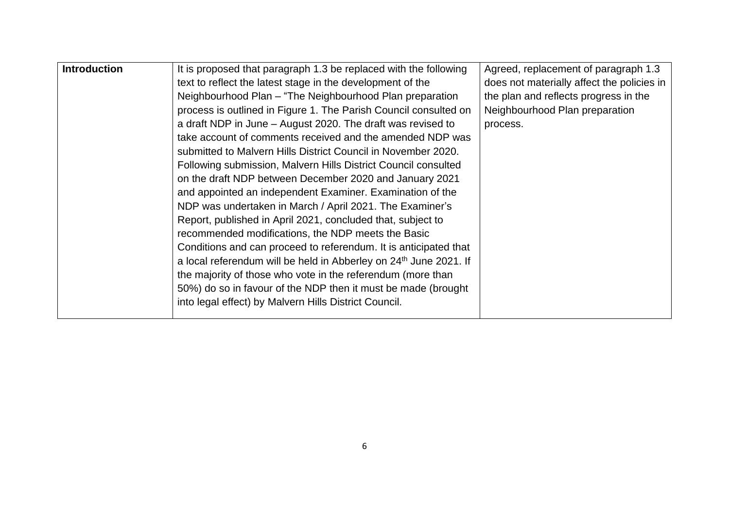| | | |
|---|---|---|
| **Introduction** | It is proposed that paragraph 1.3 be replaced with the following text to reflect the latest stage in the development of the Neighbourhood Plan – "The Neighbourhood Plan preparation process is outlined in Figure 1. The Parish Council consulted on a draft NDP in June – August 2020. The draft was revised to take account of comments received and the amended NDP was submitted to Malvern Hills District Council in November 2020. Following submission, Malvern Hills District Council consulted on the draft NDP between December 2020 and January 2021 and appointed an independent Examiner. Examination of the NDP was undertaken in March / April 2021. The Examiner's Report, published in April 2021, concluded that, subject to recommended modifications, the NDP meets the Basic Conditions and can proceed to referendum. It is anticipated that a local referendum will be held in Abberley on 24th June 2021. If the majority of those who vote in the referendum (more than 50%) do so in favour of the NDP then it must be made (brought into legal effect) by Malvern Hills District Council. | Agreed, replacement of paragraph 1.3 does not materially affect the policies in the plan and reflects progress in the Neighbourhood Plan preparation process. |